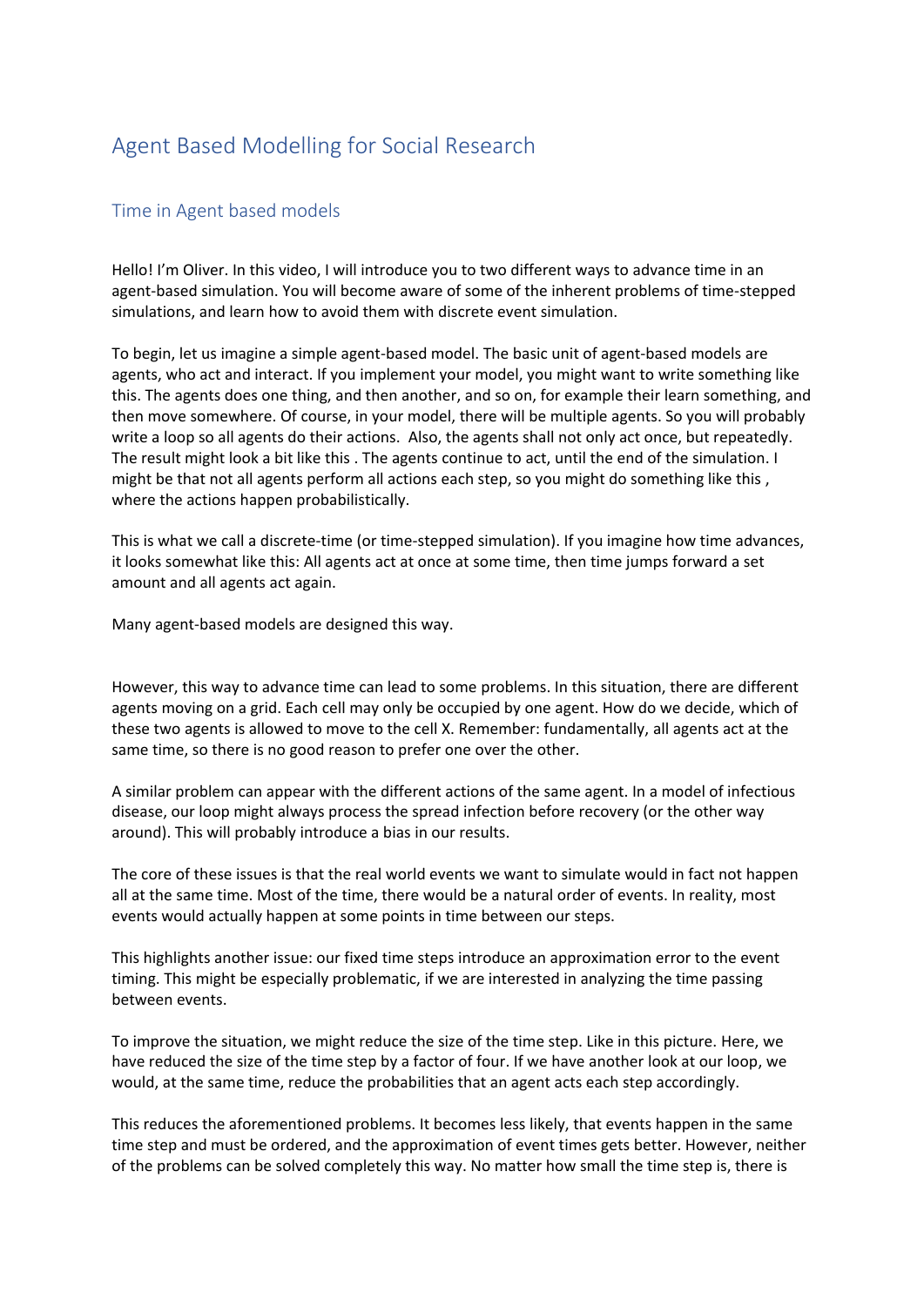# Agent Based Modelling for Social Research

## Time in Agent based models

Hello! I'm Oliver. In this video, I will introduce you to two different ways to advance time in an agent-based simulation. You will become aware of some of the inherent problems of time-stepped simulations, and learn how to avoid them with discrete event simulation.

To begin, let us imagine a simple agent-based model. The basic unit of agent-based models are agents, who act and interact. If you implement your model, you might want to write something like this. The agents does one thing, and then another, and so on, for example their learn something, and then move somewhere. Of course, in your model, there will be multiple agents. So you will probably write a loop so all agents do their actions. Also, the agents shall not only act once, but repeatedly. The result might look a bit like this . The agents continue to act, until the end of the simulation. I might be that not all agents perform all actions each step, so you might do something like this , where the actions happen probabilistically.

This is what we call a discrete-time (or time-stepped simulation). If you imagine how time advances, it looks somewhat like this: All agents act at once at some time, then time jumps forward a set amount and all agents act again.

Many agent-based models are designed this way.

However, this way to advance time can lead to some problems. In this situation, there are different agents moving on a grid. Each cell may only be occupied by one agent. How do we decide, which of these two agents is allowed to move to the cell X. Remember: fundamentally, all agents act at the same time, so there is no good reason to prefer one over the other.

A similar problem can appear with the different actions of the same agent. In a model of infectious disease, our loop might always process the spread infection before recovery (or the other way around). This will probably introduce a bias in our results.

The core of these issues is that the real world events we want to simulate would in fact not happen all at the same time. Most of the time, there would be a natural order of events. In reality, most events would actually happen at some points in time between our steps.

This highlights another issue: our fixed time steps introduce an approximation error to the event timing. This might be especially problematic, if we are interested in analyzing the time passing between events.

To improve the situation, we might reduce the size of the time step. Like in this picture. Here, we have reduced the size of the time step by a factor of four. If we have another look at our loop, we would, at the same time, reduce the probabilities that an agent acts each step accordingly.

This reduces the aforementioned problems. It becomes less likely, that events happen in the same time step and must be ordered, and the approximation of event times gets better. However, neither of the problems can be solved completely this way. No matter how small the time step is, there is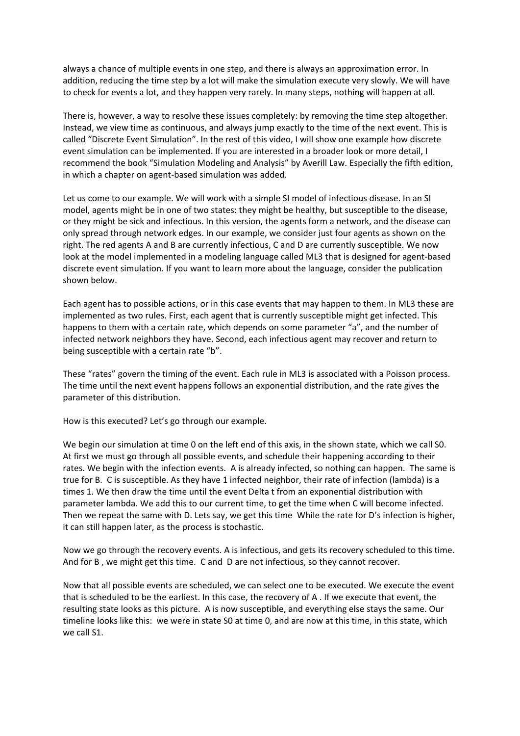always a chance of multiple events in one step, and there is always an approximation error. In addition, reducing the time step by a lot will make the simulation execute very slowly. We will have to check for events a lot, and they happen very rarely. In many steps, nothing will happen at all.

There is, however, a way to resolve these issues completely: by removing the time step altogether. Instead, we view time as continuous, and always jump exactly to the time of the next event. This is called "Discrete Event Simulation". In the rest of this video, I will show one example how discrete event simulation can be implemented. If you are interested in a broader look or more detail, I recommend the book "Simulation Modeling and Analysis" by Averill Law. Especially the fifth edition, in which a chapter on agent-based simulation was added.

Let us come to our example. We will work with a simple SI model of infectious disease. In an SI model, agents might be in one of two states: they might be healthy, but susceptible to the disease, or they might be sick and infectious. In this version, the agents form a network, and the disease can only spread through network edges. In our example, we consider just four agents as shown on the right. The red agents A and B are currently infectious, C and D are currently susceptible. We now look at the model implemented in a modeling language called ML3 that is designed for agent-based discrete event simulation. If you want to learn more about the language, consider the publication shown below.

Each agent has to possible actions, or in this case events that may happen to them. In ML3 these are implemented as two rules. First, each agent that is currently susceptible might get infected. This happens to them with a certain rate, which depends on some parameter "a", and the number of infected network neighbors they have. Second, each infectious agent may recover and return to being susceptible with a certain rate "b".

These "rates" govern the timing of the event. Each rule in ML3 is associated with a Poisson process. The time until the next event happens follows an exponential distribution, and the rate gives the parameter of this distribution.

How is this executed? Let's go through our example.

We begin our simulation at time 0 on the left end of this axis, in the shown state, which we call S0. At first we must go through all possible events, and schedule their happening according to their rates. We begin with the infection events. A is already infected, so nothing can happen. The same is true for B. C is susceptible. As they have 1 infected neighbor, their rate of infection (lambda) is a times 1. We then draw the time until the event Delta t from an exponential distribution with parameter lambda. We add this to our current time, to get the time when C will become infected. Then we repeat the same with D. Lets say, we get this time While the rate for D's infection is higher, it can still happen later, as the process is stochastic.

Now we go through the recovery events. A is infectious, and gets its recovery scheduled to this time. And for B , we might get this time. C and D are not infectious, so they cannot recover.

Now that all possible events are scheduled, we can select one to be executed. We execute the event that is scheduled to be the earliest. In this case, the recovery of A . If we execute that event, the resulting state looks as this picture. A is now susceptible, and everything else stays the same. Our timeline looks like this: we were in state S0 at time 0, and are now at this time, in this state, which we call S1.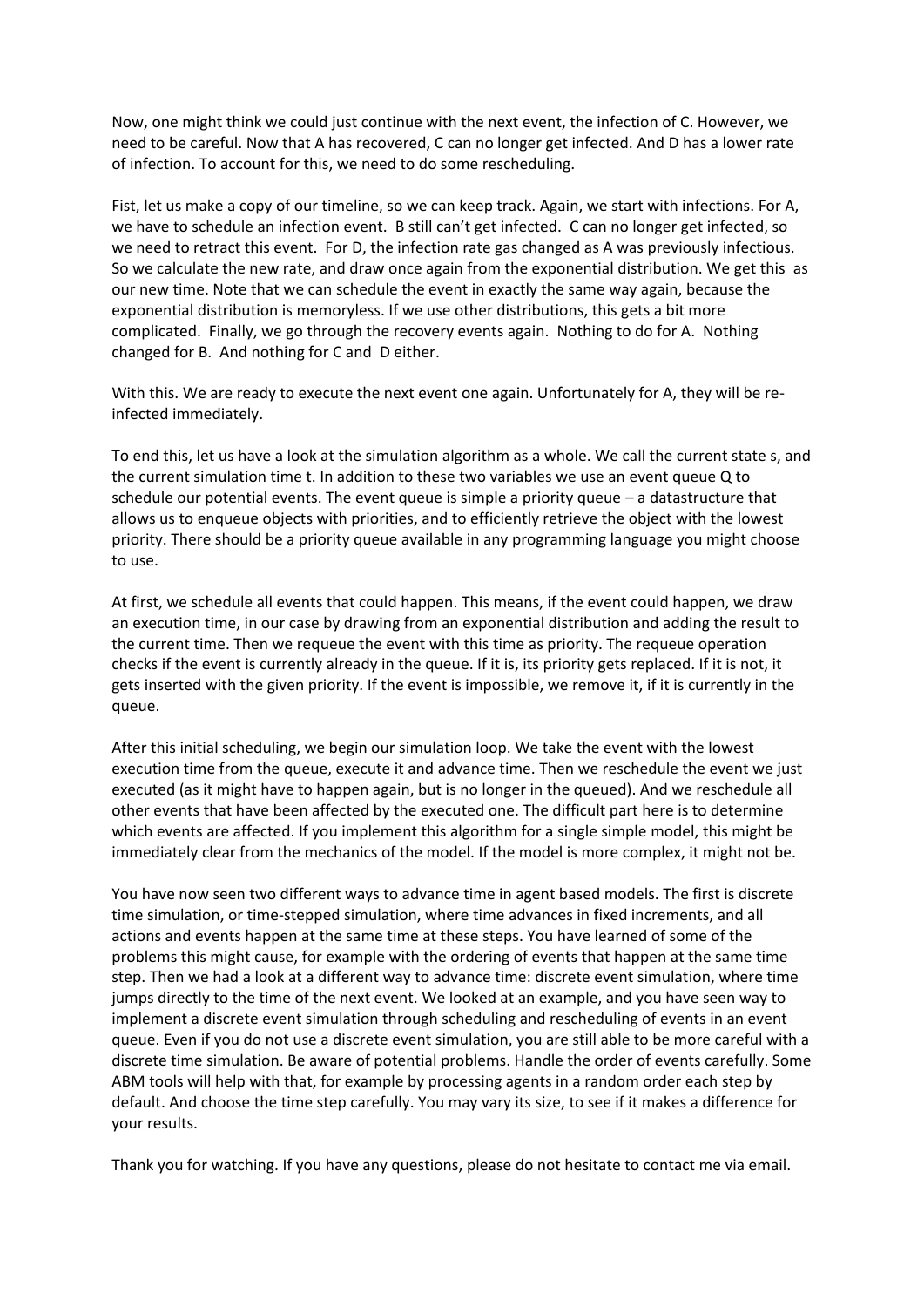Now, one might think we could just continue with the next event, the infection of C. However, we need to be careful. Now that A has recovered, C can no longer get infected. And D has a lower rate of infection. To account for this, we need to do some rescheduling.

Fist, let us make a copy of our timeline, so we can keep track. Again, we start with infections. For A, we have to schedule an infection event. B still can't get infected. C can no longer get infected, so we need to retract this event. For D, the infection rate gas changed as A was previously infectious. So we calculate the new rate, and draw once again from the exponential distribution. We get this as our new time. Note that we can schedule the event in exactly the same way again, because the exponential distribution is memoryless. If we use other distributions, this gets a bit more complicated. Finally, we go through the recovery events again. Nothing to do for A. Nothing changed for B. And nothing for C and D either.

With this. We are ready to execute the next event one again. Unfortunately for A, they will be re-infected immediately.

To end this, let us have a look at the simulation algorithm as a whole. We call the current state s, and the current simulation time t. In addition to these two variables we use an event queue Q to schedule our potential events. The event queue is simple a priority queue – a datastructure that allows us to enqueue objects with priorities, and to efficiently retrieve the object with the lowest priority. There should be a priority queue available in any programming language you might choose to use.

At first, we schedule all events that could happen. This means, if the event could happen, we draw an execution time, in our case by drawing from an exponential distribution and adding the result to the current time. Then we requeue the event with this time as priority. The requeue operation checks if the event is currently already in the queue. If it is, its priority gets replaced. If it is not, it gets inserted with the given priority. If the event is impossible, we remove it, if it is currently in the queue.

After this initial scheduling, we begin our simulation loop. We take the event with the lowest execution time from the queue, execute it and advance time. Then we reschedule the event we just executed (as it might have to happen again, but is no longer in the queued). And we reschedule all other events that have been affected by the executed one. The difficult part here is to determine which events are affected. If you implement this algorithm for a single simple model, this might be immediately clear from the mechanics of the model. If the model is more complex, it might not be.

You have now seen two different ways to advance time in agent based models. The first is discrete time simulation, or time-stepped simulation, where time advances in fixed increments, and all actions and events happen at the same time at these steps. You have learned of some of the problems this might cause, for example with the ordering of events that happen at the same time step. Then we had a look at a different way to advance time: discrete event simulation, where time jumps directly to the time of the next event. We looked at an example, and you have seen way to implement a discrete event simulation through scheduling and rescheduling of events in an event queue. Even if you do not use a discrete event simulation, you are still able to be more careful with a discrete time simulation. Be aware of potential problems. Handle the order of events carefully. Some ABM tools will help with that, for example by processing agents in a random order each step by default. And choose the time step carefully. You may vary its size, to see if it makes a difference for your results.

Thank you for watching. If you have any questions, please do not hesitate to contact me via email.